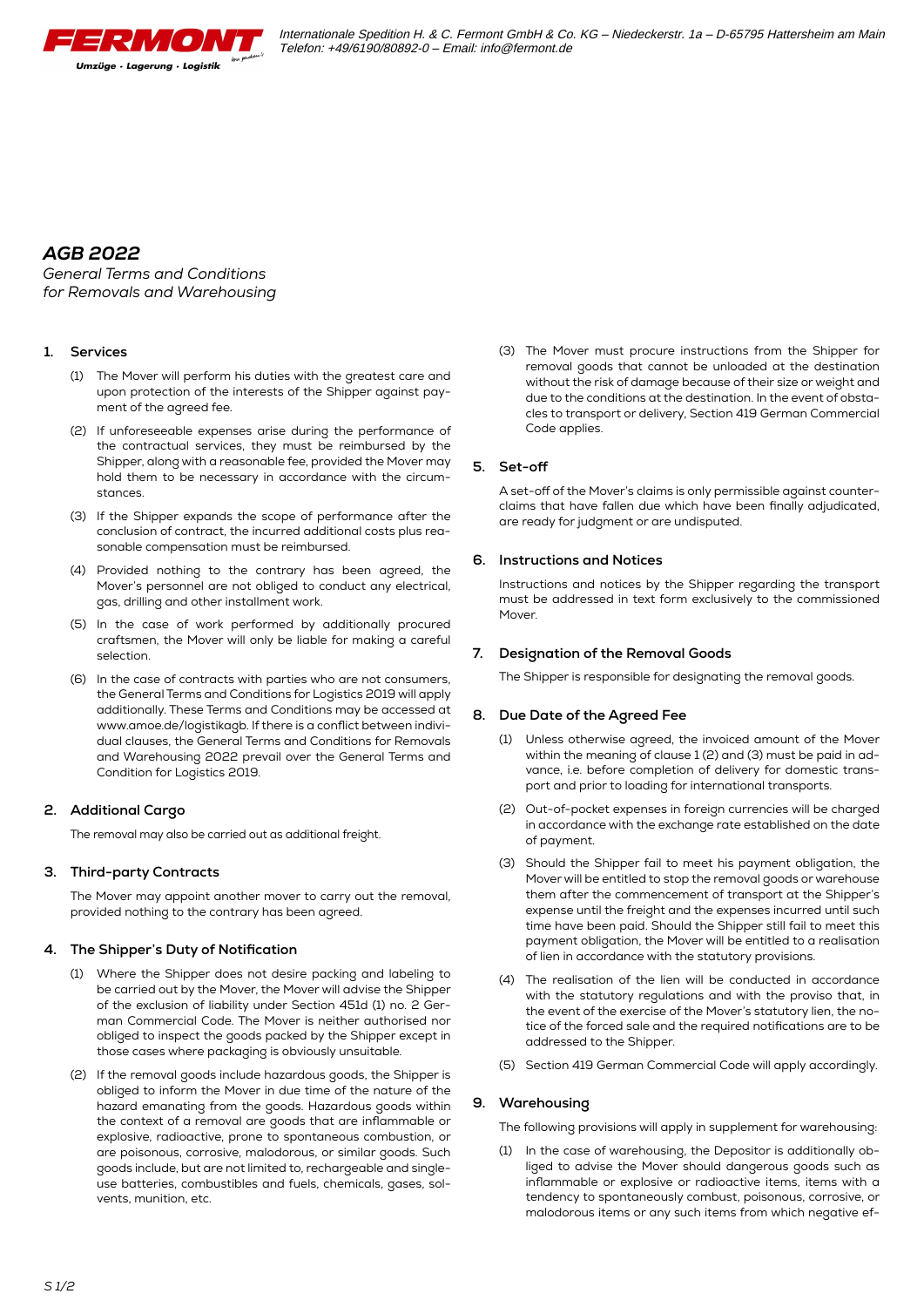# AGB 2022

*General Terms and Conditions for Removals and Warehousing*

## 1. Services

(1) The Mover will perform his duties with the greatest care and upon protection of the interests of the Shipper against payment of the agreed fee.

(2) If unforeseeable expenses arise during the performance of the contractual services, they must be reimbursed by the Shipper, along with a reasonable fee, provided the Mover may hold them to be necessary in accordance with the circumstances.

(3) If the Shipper expands the scope of performance after the conclusion of contract, the incurred additional costs plus reasonable compensation must be reimbursed.

(4) Provided nothing to the contrary has been agreed, the Mover's personnel are not obliged to conduct any electrical, gas, drilling and other installment work.

(5) In the case of work performed by additionally procured craftsmen, the Mover will only be liable for making a careful selection.

(6) In the case of contracts with parties who are not consumers, the General Terms and Conditions for Logistics 2019 will apply additionally. These Terms and Conditions may be accessed at www.amoe.de/logistikagb. If there is a conflict between individual clauses, the General Terms and Conditions for Removals and Warehousing 2022 prevail over the General Terms and Condition for Logistics 2019.

## 2. Additional Cargo

The removal may also be carried out as additional freight.

## 3. Third-party Contracts

The Mover may appoint another mover to carry out the removal, provided nothing to the contrary has been agreed.

## 4. The Shipper's Duty of Notification

(1) Where the Shipper does not desire packing and labeling to be carried out by the Mover, the Mover will advise the Shipper of the exclusion of liability under Section 451d (1) no. 2 German Commercial Code. The Mover is neither authorised nor obliged to inspect the goods packed by the Shipper except in those cases where packaging is obviously unsuitable.

(2) If the removal goods include hazardous goods, the Shipper is obliged to inform the Mover in due time of the nature of the hazard emanating from the goods. Hazardous goods within the context of a removal are goods that are inflammable or explosive, radioactive, prone to spontaneous combustion, or are poisonous, corrosive, malodorous, or similar goods. Such goods include, but are not limited to, rechargeable and single-use batteries, combustibles and fuels, chemicals, gases, solvents, munition, etc.

(3) The Mover must procure instructions from the Shipper for removal goods that cannot be unloaded at the destination without the risk of damage because of their size or weight and due to the conditions at the destination. In the event of obstacles to transport or delivery, Section 419 German Commercial Code applies.

## 5. Set-off

A set-off of the Mover's claims is only permissible against counterclaims that have fallen due which have been finally adjudicated, are ready for judgment or are undisputed.

## 6. Instructions and Notices

Instructions and notices by the Shipper regarding the transport must be addressed in text form exclusively to the commissioned Mover.

## 7. Designation of the Removal Goods

The Shipper is responsible for designating the removal goods.

## 8. Due Date of the Agreed Fee

(1) Unless otherwise agreed, the invoiced amount of the Mover within the meaning of clause 1 (2) and (3) must be paid in advance, i.e. before completion of delivery for domestic transport and prior to loading for international transports.

(2) Out-of-pocket expenses in foreign currencies will be charged in accordance with the exchange rate established on the date of payment.

(3) Should the Shipper fail to meet his payment obligation, the Mover will be entitled to stop the removal goods or warehouse them after the commencement of transport at the Shipper's expense until the freight and the expenses incurred until such time have been paid. Should the Shipper still fail to meet this payment obligation, the Mover will be entitled to a realisation of lien in accordance with the statutory provisions.

(4) The realisation of the lien will be conducted in accordance with the statutory regulations and with the proviso that, in the event of the exercise of the Mover's statutory lien, the notice of the forced sale and the required notifications are to be addressed to the Shipper.

(5) Section 419 German Commercial Code will apply accordingly.

## 9. Warehousing

The following provisions will apply in supplement for warehousing:

(1) In the case of warehousing, the Depositor is additionally obliged to advise the Mover should dangerous goods such as inflammable or explosive or radioactive items, items with a tendency to spontaneously combust, poisonous, corrosive, or malodorous items or any such items from which negative ef-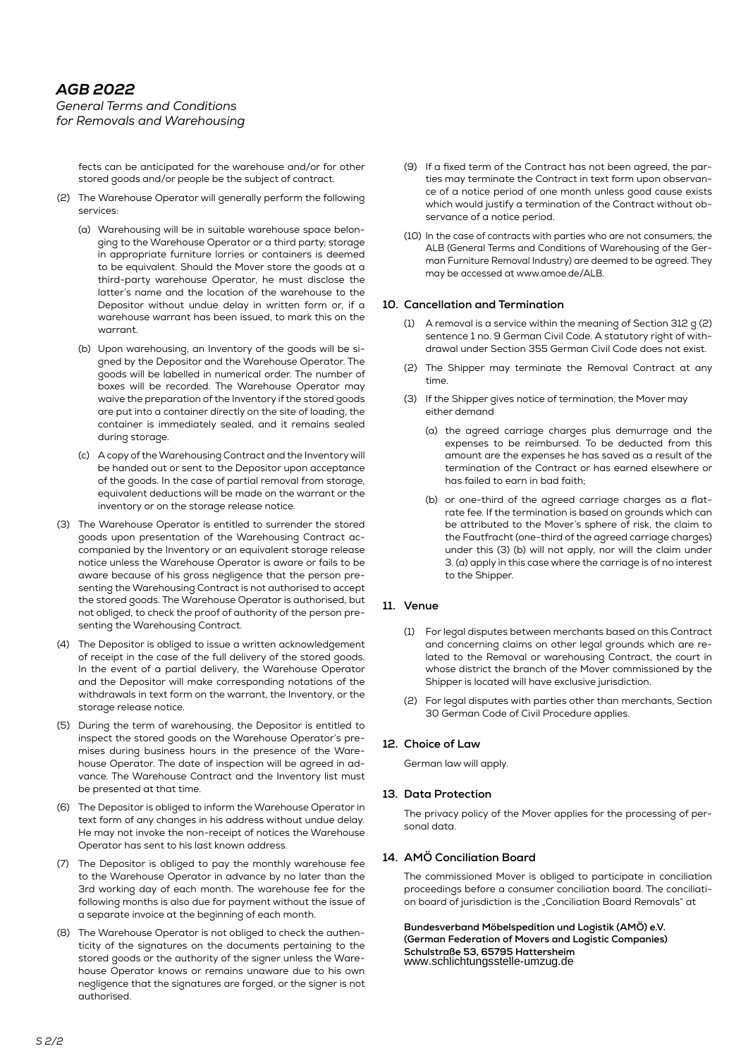fects can be anticipated for the warehouse and/or for other stored goods and/or people be the subject of contract.

(2) The Warehouse Operator will generally perform the following services:

(a) Warehousing will be in suitable warehouse space belonging to the Warehouse Operator or a third party; storage in appropriate furniture lorries or containers is deemed to be equivalent. Should the Mover store the goods at a third-party warehouse Operator, he must disclose the latter's name and the location of the warehouse to the Depositor without undue delay in written form or, if a warehouse warrant has been issued, to mark this on the warrant.

(b) Upon warehousing, an Inventory of the goods will be signed by the Depositor and the Warehouse Operator. The goods will be labelled in numerical order. The number of boxes will be recorded. The Warehouse Operator may waive the preparation of the Inventory if the stored goods are put into a container directly on the site of loading, the container is immediately sealed, and it remains sealed during storage.

(c) A copy of the Warehousing Contract and the Inventory will be handed out or sent to the Depositor upon acceptance of the goods. In the case of partial removal from storage, equivalent deductions will be made on the warrant or the inventory or on the storage release notice.

(3) The Warehouse Operator is entitled to surrender the stored goods upon presentation of the Warehousing Contract accompanied by the Inventory or an equivalent storage release notice unless the Warehouse Operator is aware or fails to be aware because of his gross negligence that the person presenting the Warehousing Contract is not authorised to accept the stored goods. The Warehouse Operator is authorised, but not obliged, to check the proof of authority of the person presenting the Warehousing Contract.

(4) The Depositor is obliged to issue a written acknowledgement of receipt in the case of the full delivery of the stored goods. In the event of a partial delivery, the Warehouse Operator and the Depositor will make corresponding notations of the withdrawals in text form on the warrant, the Inventory, or the storage release notice.

(5) During the term of warehousing, the Depositor is entitled to inspect the stored goods on the Warehouse Operator's premises during business hours in the presence of the Warehouse Operator. The date of inspection will be agreed in advance. The Warehouse Contract and the Inventory list must be presented at that time.

(6) The Depositor is obliged to inform the Warehouse Operator in text form of any changes in his address without undue delay. He may not invoke the non-receipt of notices the Warehouse Operator has sent to his last known address.

(7) The Depositor is obliged to pay the monthly warehouse fee to the Warehouse Operator in advance by no later than the 3rd working day of each month. The warehouse fee for the following months is also due for payment without the issue of a separate invoice at the beginning of each month.

(8) The Warehouse Operator is not obliged to check the authenticity of the signatures on the documents pertaining to the stored goods or the authority of the signer unless the Warehouse Operator knows or remains unaware due to his own negligence that the signatures are forged, or the signer is not authorised.

(9) If a fixed term of the Contract has not been agreed, the parties may terminate the Contract in text form upon observance of a notice period of one month unless good cause exists which would justify a termination of the Contract without observance of a notice period.

(10) In the case of contracts with parties who are not consumers, the ALB (General Terms and Conditions of Warehousing of the German Furniture Removal Industry) are deemed to be agreed. They may be accessed at www.amoe.de/ALB.

## 10. Cancellation and Termination

(1) A removal is a service within the meaning of Section 312 g (2) sentence 1 no. 9 German Civil Code. A statutory right of withdrawal under Section 355 German Civil Code does not exist.

(2) The Shipper may terminate the Removal Contract at any time.

(3) If the Shipper gives notice of termination, the Mover may either demand

(a) the agreed carriage charges plus demurrage and the expenses to be reimbursed. To be deducted from this amount are the expenses he has saved as a result of the termination of the Contract or has earned elsewhere or has failed to earn in bad faith;

(b) or one-third of the agreed carriage charges as a flat-rate fee. If the termination is based on grounds which can be attributed to the Mover's sphere of risk, the claim to the Fautfracht (one-third of the agreed carriage charges) under this (3) (b) will not apply, nor will the claim under 3. (a) apply in this case where the carriage is of no interest to the Shipper.

## 11. Venue

(1) For legal disputes between merchants based on this Contract and concerning claims on other legal grounds which are related to the Removal or warehousing Contract, the court in whose district the branch of the Mover commissioned by the Shipper is located will have exclusive jurisdiction.

(2) For legal disputes with parties other than merchants, Section 30 German Code of Civil Procedure applies.

## 12. Choice of Law

German law will apply.

## 13. Data Protection

The privacy policy of the Mover applies for the processing of personal data.

## 14. AMÖ Conciliation Board

The commissioned Mover is obliged to participate in conciliation proceedings before a consumer conciliation board. The conciliation board of jurisdiction is the „Conciliation Board Removals" at

**Bundesverband Möbelspedition und Logistik (AMÖ) e.V.**
**(German Federation of Movers and Logistic Companies)**
**Schulstraße 53, 65795 Hattersheim**
www.schlichtungsstelle-umzug.de